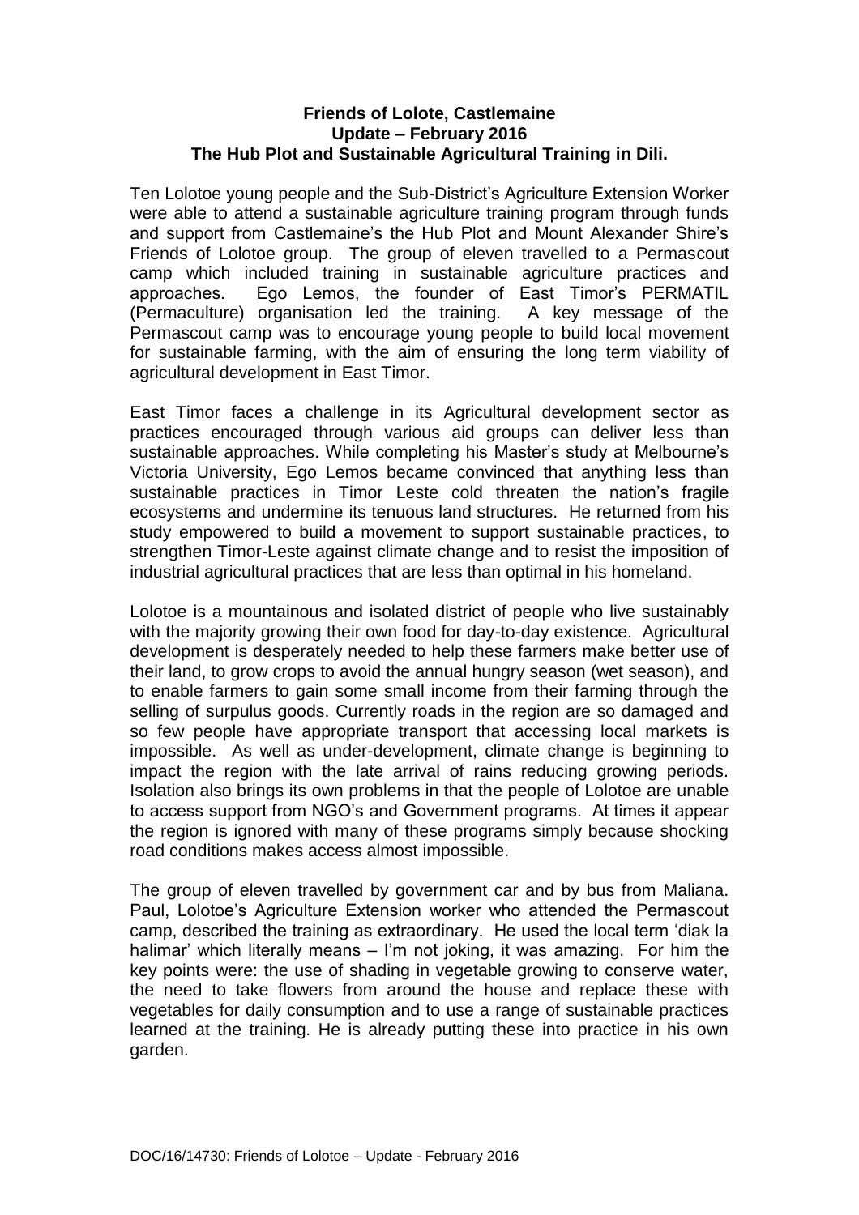**Friends of Lolote, Castlemaine**
**Update – February 2016**
**The Hub Plot and Sustainable Agricultural Training in Dili.**

Ten Lolotoe young people and the Sub-District's Agriculture Extension Worker were able to attend a sustainable agriculture training program through funds and support from Castlemaine's the Hub Plot and Mount Alexander Shire's Friends of Lolotoe group. The group of eleven travelled to a Permascout camp which included training in sustainable agriculture practices and approaches. Ego Lemos, the founder of East Timor's PERMATIL (Permaculture) organisation led the training. A key message of the Permascout camp was to encourage young people to build local movement for sustainable farming, with the aim of ensuring the long term viability of agricultural development in East Timor.

East Timor faces a challenge in its Agricultural development sector as practices encouraged through various aid groups can deliver less than sustainable approaches. While completing his Master's study at Melbourne's Victoria University, Ego Lemos became convinced that anything less than sustainable practices in Timor Leste cold threaten the nation's fragile ecosystems and undermine its tenuous land structures. He returned from his study empowered to build a movement to support sustainable practices, to strengthen Timor-Leste against climate change and to resist the imposition of industrial agricultural practices that are less than optimal in his homeland.

Lolotoe is a mountainous and isolated district of people who live sustainably with the majority growing their own food for day-to-day existence. Agricultural development is desperately needed to help these farmers make better use of their land, to grow crops to avoid the annual hungry season (wet season), and to enable farmers to gain some small income from their farming through the selling of surpulus goods. Currently roads in the region are so damaged and so few people have appropriate transport that accessing local markets is impossible. As well as under-development, climate change is beginning to impact the region with the late arrival of rains reducing growing periods. Isolation also brings its own problems in that the people of Lolotoe are unable to access support from NGO's and Government programs. At times it appear the region is ignored with many of these programs simply because shocking road conditions makes access almost impossible.

The group of eleven travelled by government car and by bus from Maliana. Paul, Lolotoe's Agriculture Extension worker who attended the Permascout camp, described the training as extraordinary. He used the local term 'diak la halimar' which literally means – I'm not joking, it was amazing. For him the key points were: the use of shading in vegetable growing to conserve water, the need to take flowers from around the house and replace these with vegetables for daily consumption and to use a range of sustainable practices learned at the training. He is already putting these into practice in his own garden.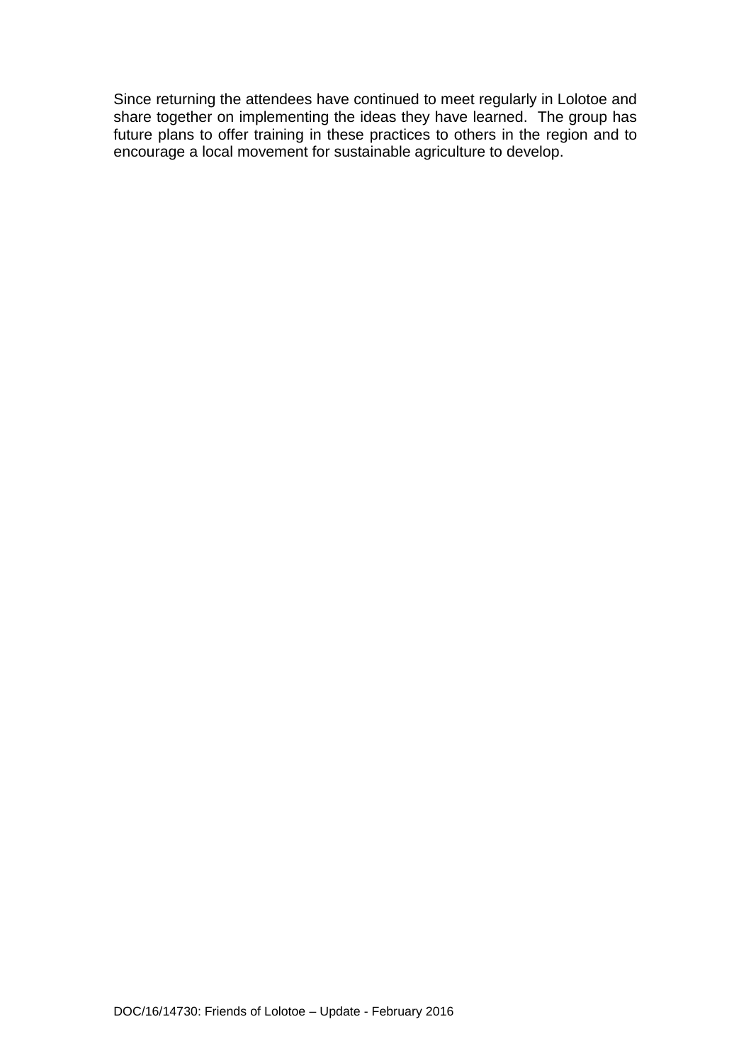Since returning the attendees have continued to meet regularly in Lolotoe and share together on implementing the ideas they have learned.  The group has future plans to offer training in these practices to others in the region and to encourage a local movement for sustainable agriculture to develop.